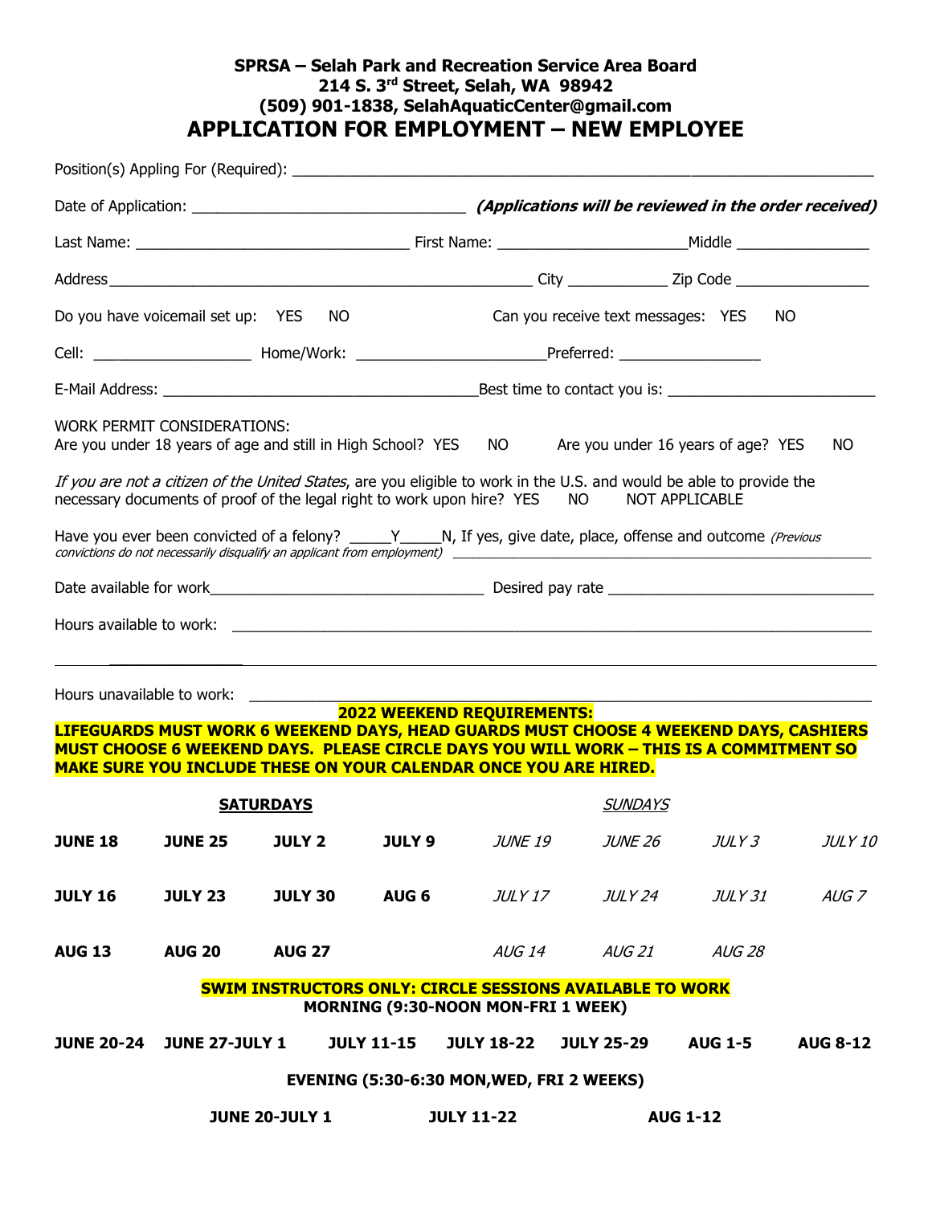**SPRSA – Selah Park and Recreation Service Area Board**
**214 S. 3rd Street, Selah, WA 98942**
**(509) 901-1838, SelahAquaticCenter@gmail.com**

# APPLICATION FOR EMPLOYMENT – NEW EMPLOYEE

Position(s) Appling For (Required): ______________________________________________________________

Date of Application: ______________________________ ***(Applications will be reviewed in the order received)***

Last Name: ______________________________ First Name: ____________________ Middle ______________

Address ______________________________________________ City ___________ Zip Code _______________

Do you have voicemail set up: YES NO Can you receive text messages: YES NO

Cell: _________________ Home/Work: ____________________ Preferred: _______________

E-Mail Address: __________________________________ Best time to contact you is: ______________________

WORK PERMIT CONSIDERATIONS:
Are you under 18 years of age and still in High School? YES NO Are you under 16 years of age? YES NO

*If you are not a citizen of the United States*, are you eligible to work in the U.S. and would be able to provide the necessary documents of proof of the legal right to work upon hire? YES NO NOT APPLICABLE

Have you ever been convicted of a felony? _____Y_____N, If yes, give date, place, offense and outcome *(Previous convictions do not necessarily disqualify an applicant from employment)* ______________________________________________

Date available for work______________________________ Desired pay rate ____________________________

Hours available to work: ____________________________________________________________________

_______________________________________________________________________________________

Hours unavailable to work: __________________________________________________________________

**2022 WEEKEND REQUIREMENTS:**
**LIFEGUARDS MUST WORK 6 WEEKEND DAYS, HEAD GUARDS MUST CHOOSE 4 WEEKEND DAYS, CASHIERS MUST CHOOSE 6 WEEKEND DAYS. PLEASE CIRCLE DAYS YOU WILL WORK – THIS IS A COMMITMENT SO MAKE SURE YOU INCLUDE THESE ON YOUR CALENDAR ONCE YOU ARE HIRED.**

| **SATURDAYS** | | | | *SUNDAYS* | | | |
|---|---|---|---|---|---|---|---|
| **JUNE 18** | **JUNE 25** | **JULY 2** | **JULY 9** | *JUNE 19* | *JUNE 26* | *JULY 3* | *JULY 10* |
| **JULY 16** | **JULY 23** | **JULY 30** | **AUG 6** | *JULY 17* | *JULY 24* | *JULY 31* | *AUG 7* |
| **AUG 13** | **AUG 20** | **AUG 27** | | *AUG 14* | *AUG 21* | *AUG 28* | |

**SWIM INSTRUCTORS ONLY: CIRCLE SESSIONS AVAILABLE TO WORK**
**MORNING (9:30-NOON MON-FRI 1 WEEK)**

**JUNE 20-24 JUNE 27-JULY 1 JULY 11-15 JULY 18-22 JULY 25-29 AUG 1-5 AUG 8-12**

**EVENING (5:30-6:30 MON,WED, FRI 2 WEEKS)**

**JUNE 20-JULY 1 JULY 11-22 AUG 1-12**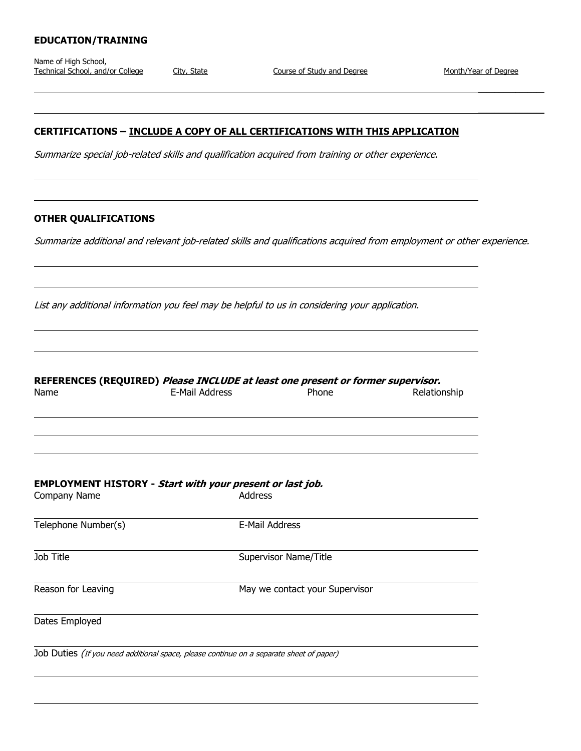## EDUCATION/TRAINING

| Name of High School, Technical School, and/or College | City, State | Course of Study and Degree | Month/Year of Degree |
|---|---|---|---|
| | | | |
| | | | |

## CERTIFICATIONS – INCLUDE A COPY OF ALL CERTIFICATIONS WITH THIS APPLICATION

*Summarize special job-related skills and qualification acquired from training or other experience.*

## OTHER QUALIFICATIONS

*Summarize additional and relevant job-related skills and qualifications acquired from employment or other experience.*

*List any additional information you feel may be helpful to us in considering your application.*

## REFERENCES (REQUIRED) *Please INCLUDE at least one present or former supervisor.*

| Name | E-Mail Address | Phone | Relationship |
|---|---|---|---|
| | | | |
| | | | |
| | | | |

## EMPLOYMENT HISTORY - *Start with your present or last job.*

| | |
|---|---|
| Company Name | Address |
| Telephone Number(s) | E-Mail Address |
| Job Title | Supervisor Name/Title |
| Reason for Leaving | May we contact your Supervisor |
| Dates Employed | |

Job Duties *(If you need additional space, please continue on a separate sheet of paper)*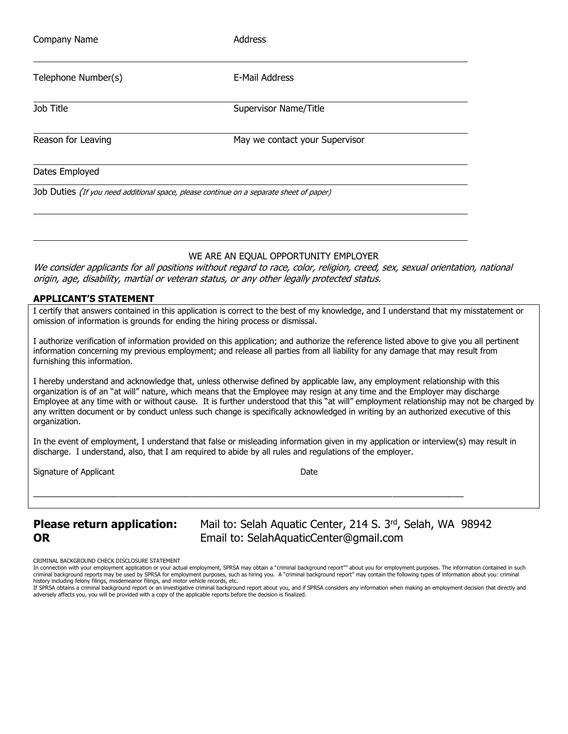Company Name | Address

Telephone Number(s) | E-Mail Address

Job Title | Supervisor Name/Title

Reason for Leaving | May we contact your Supervisor

Dates Employed

Job Duties *(If you need additional space, please continue on a separate sheet of paper)*

WE ARE AN EQUAL OPPORTUNITY EMPLOYER

*We consider applicants for all positions without regard to race, color, religion, creed, sex, sexual orientation, national origin, age, disability, martial or veteran status, or any other legally protected status.*

**APPLICANT'S STATEMENT**

I certify that answers contained in this application is correct to the best of my knowledge, and I understand that my misstatement or omission of information is grounds for ending the hiring process or dismissal.

I authorize verification of information provided on this application; and authorize the reference listed above to give you all pertinent information concerning my previous employment; and release all parties from all liability for any damage that may result from furnishing this information.

I hereby understand and acknowledge that, unless otherwise defined by applicable law, any employment relationship with this organization is of an "at will" nature, which means that the Employee may resign at any time and the Employer may discharge Employee at any time with or without cause. It is further understood that this "at will" employment relationship may not be charged by any written document or by conduct unless such change is specifically acknowledged in writing by an authorized executive of this organization.

In the event of employment, I understand that false or misleading information given in my application or interview(s) may result in discharge. I understand, also, that I am required to abide by all rules and regulations of the employer.

Signature of Applicant | Date

**Please return application:** Mail to: Selah Aquatic Center, 214 S. 3rd, Selah, WA 98942
**OR** Email to: SelahAquaticCenter@gmail.com

CRIMINAL BACKGROUND CHECK DISCLOSURE STATEMENT

In connection with your employment application or your actual employment, SPRSA may obtain a "criminal background report"" about you for employment purposes. The information contained in such criminal background reports may be used by SPRSA for employment purposes, such as hiring you. A "criminal background report" may contain the following types of information about you: criminal history including felony filings, misdemeanor filings, and motor vehicle records, etc.

If SPRSA obtains a criminal background report or an investigative criminal background report about you, and if SPRSA considers any information when making an employment decision that directly and adversely affects you, you will be provided with a copy of the applicable reports before the decision is finalized.